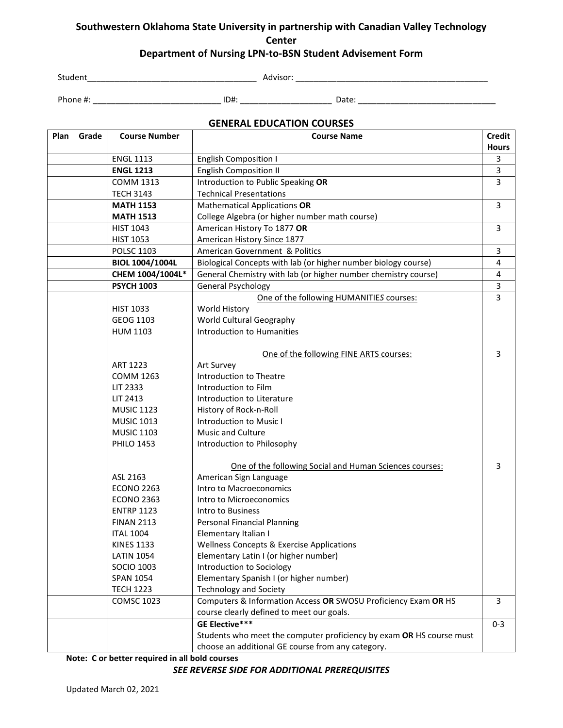# Southwestern Oklahoma State University in partnership with Canadian Valley Technology Center

## Department of Nursing LPN-to-BSN Student Advisement Form

Student_____________________________________ Advisor: __________________________________________

Phone #: ___________________________ ID#: ____________________ Date: ______________________________

### GENERAL EDUCATION COURSES

| Plan | Grade | Course Number | Course Name | Credit Hours |
|---|---|---|---|---|
| | | ENGL 1113 | English Composition I | 3 |
| | | **ENGL 1213** | English Composition II | 3 |
| | | COMM 1313<br>TECH 3143 | Introduction to Public Speaking **OR**<br>Technical Presentations | 3 |
| | | **MATH 1153**<br>**MATH 1513** | Mathematical Applications **OR**<br>College Algebra (or higher number math course) | 3 |
| | | HIST 1043<br>HIST 1053 | American History To 1877 **OR**<br>American History Since 1877 | 3 |
| | | POLSC 1103 | American Government & Politics | 3 |
| | | **BIOL 1004/1004L** | Biological Concepts with lab (or higher number biology course) | 4 |
| | | **CHEM 1004/1004L*** | General Chemistry with lab (or higher number chemistry course) | 4 |
| | | **PSYCH 1003** | General Psychology | 3 |
| | | <br>HIST 1033<br>GEOG 1103<br>HUM 1103 | One of the following HUMANITIES courses:<br>World History<br>World Cultural Geography<br>Introduction to Humanities | 3 |
| | | <br>ART 1223<br>COMM 1263<br>LIT 2333<br>LIT 2413<br>MUSIC 1123<br>MUSIC 1013<br>MUSIC 1103<br>PHILO 1453 | One of the following FINE ARTS courses:<br>Art Survey<br>Introduction to Theatre<br>Introduction to Film<br>Introduction to Literature<br>History of Rock-n-Roll<br>Introduction to Music I<br>Music and Culture<br>Introduction to Philosophy | 3 |
| | | <br>ASL 2163<br>ECONO 2263<br>ECONO 2363<br>ENTRP 1123<br>FINAN 2113<br>ITAL 1004<br>KINES 1133<br>LATIN 1054<br>SOCIO 1003<br>SPAN 1054<br>TECH 1223 | One of the following Social and Human Sciences courses:<br>American Sign Language<br>Intro to Macroeconomics<br>Intro to Microeconomics<br>Intro to Business<br>Personal Financial Planning<br>Elementary Italian I<br>Wellness Concepts & Exercise Applications<br>Elementary Latin I (or higher number)<br>Introduction to Sociology<br>Elementary Spanish I (or higher number)<br>Technology and Society | 3 |
| | | COMSC 1023 | Computers & Information Access **OR** SWOSU Proficiency Exam **OR** HS course clearly defined to meet our goals. | 3 |
| | | | **GE Elective***<br>Students who meet the computer proficiency by exam **OR** HS course must choose an additional GE course from any category. | 0-3 |

**Note: C or better required in all bold courses**

***SEE REVERSE SIDE FOR ADDITIONAL PREREQUISITES***

Updated March 02, 2021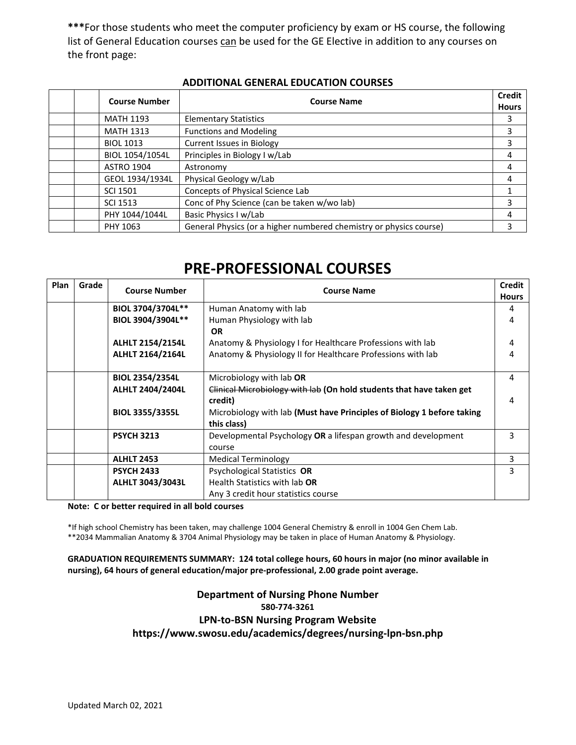***For those students who meet the computer proficiency by exam or HS course, the following list of General Education courses can be used for the GE Elective in addition to any courses on the front page:

**ADDITIONAL GENERAL EDUCATION COURSES**

| | | Course Number | Course Name | Credit Hours |
|---|---|---|---|---|
| | | MATH 1193 | Elementary Statistics | 3 |
| | | MATH 1313 | Functions and Modeling | 3 |
| | | BIOL 1013 | Current Issues in Biology | 3 |
| | | BIOL 1054/1054L | Principles in Biology I w/Lab | 4 |
| | | ASTRO 1904 | Astronomy | 4 |
| | | GEOL 1934/1934L | Physical Geology w/Lab | 4 |
| | | SCI 1501 | Concepts of Physical Science Lab | 1 |
| | | SCI 1513 | Conc of Phy Science (can be taken w/wo lab) | 3 |
| | | PHY 1044/1044L | Basic Physics I w/Lab | 4 |
| | | PHY 1063 | General Physics (or a higher numbered chemistry or physics course) | 3 |

# PRE-PROFESSIONAL COURSES

| Plan | Grade | Course Number | Course Name | Credit Hours |
|---|---|---|---|---|
| | | **BIOL 3704/3704L**** | Human Anatomy with lab | 4 |
| | | **BIOL 3904/3904L**** | Human Physiology with lab **OR** | 4 |
| | | **ALHLT 2154/2154L** | Anatomy & Physiology I for Healthcare Professions with lab | 4 |
| | | **ALHLT 2164/2164L** | Anatomy & Physiology II for Healthcare Professions with lab | 4 |
| | | **BIOL 2354/2354L** | Microbiology with lab **OR** | 4 |
| | | **ALHLT 2404/2404L** | ~~Clinical Microbiology with lab~~ **(On hold students that have taken get credit)** | 4 |
| | | **BIOL 3355/3355L** | Microbiology with lab **(Must have Principles of Biology 1 before taking this class)** | |
| | | **PSYCH 3213** | Developmental Psychology **OR** a lifespan growth and development course | 3 |
| | | **ALHLT 2453** | Medical Terminology | 3 |
| | | **PSYCH 2433**<br>**ALHLT 3043/3043L** | Psychological Statistics **OR**<br>Health Statistics with lab **OR**<br>Any 3 credit hour statistics course | 3 |

**Note: C or better required in all bold courses**

*If high school Chemistry has been taken, may challenge 1004 General Chemistry & enroll in 1004 Gen Chem Lab.
**2034 Mammalian Anatomy & 3704 Animal Physiology may be taken in place of Human Anatomy & Physiology.

**GRADUATION REQUIREMENTS SUMMARY: 124 total college hours, 60 hours in major (no minor available in nursing), 64 hours of general education/major pre-professional, 2.00 grade point average.**

**Department of Nursing Phone Number**
**580-774-3261**
**LPN-to-BSN Nursing Program Website**
**https://www.swosu.edu/academics/degrees/nursing-lpn-bsn.php**

Updated March 02, 2021